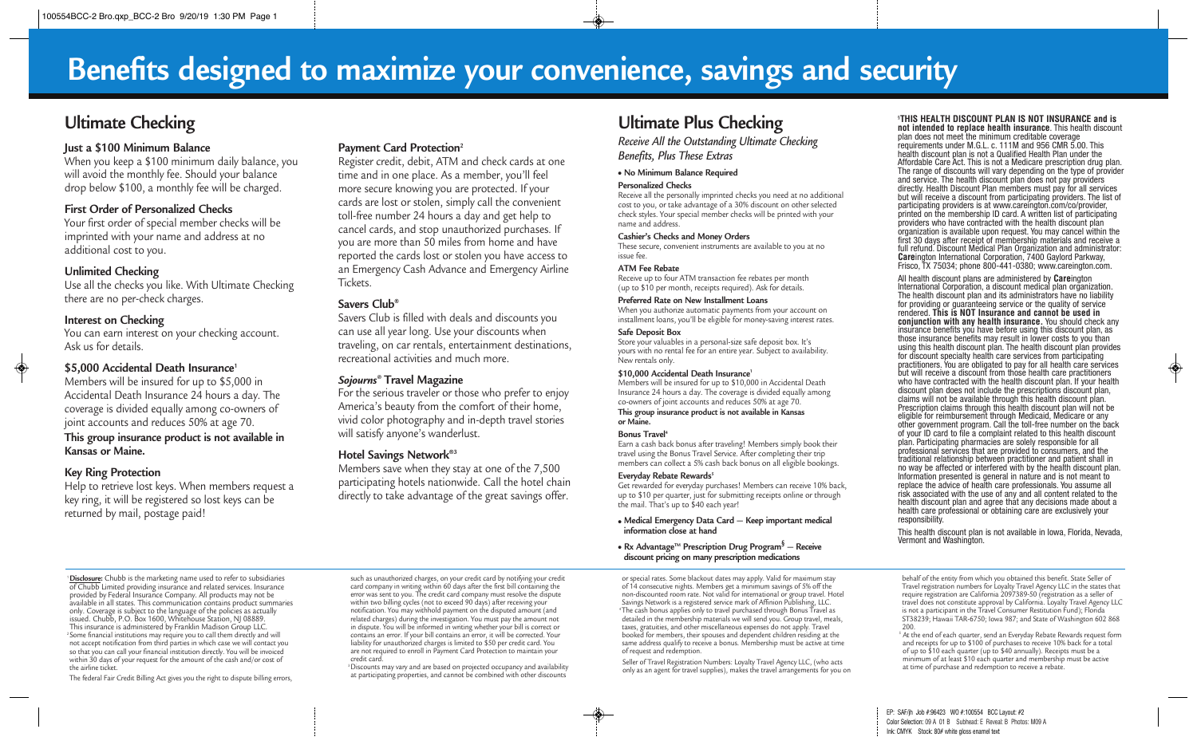# Benefits designed to maximize your convenience, savings and security

## Ultimate Checking

### Just a $100 Minimum Balance

When you keep a $100 minimum daily balance, you will avoid the monthly fee. Should your balance drop below $100, a monthly fee will be charged.

### First Order of Personalized Checks

Your first order of special member checks will be imprinted with your name and address at no additional cost to you.

### Unlimited Checking

Use all the checks you like. With Ultimate Checking there are no per-check charges.

### Interest on Checking

You can earn interest on your checking account. Ask us for details.

### $5,000 Accidental Death Insurance[1]

Members will be insured for up to $5,000 in Accidental Death Insurance 24 hours a day. The coverage is divided equally among co-owners of joint accounts and reduces 50% at age 70.

**This group insurance product is not available in Kansas or Maine.**

### Key Ring Protection

Help to retrieve lost keys. When members request a key ring, it will be registered so lost keys can be returned by mail, postage paid!

### Payment Card Protection[2]

Register credit, debit, ATM and check cards at one time and in one place. As a member, you'll feel more secure knowing you are protected. If your cards are lost or stolen, simply call the convenient toll-free number 24 hours a day and get help to cancel cards, and stop unauthorized purchases. If you are more than 50 miles from home and have reported the cards lost or stolen you have access to an Emergency Cash Advance and Emergency Airline Tickets.

### Savers Club®

Savers Club is filled with deals and discounts you can use all year long. Use your discounts when traveling, on car rentals, entertainment destinations, recreational activities and much more.

### *Sojourns*® Travel Magazine

For the serious traveler or those who prefer to enjoy America's beauty from the comfort of their home, vivid color photography and in-depth travel stories will satisfy anyone's wanderlust.

### Hotel Savings Network®[3]

Members save when they stay at one of the 7,500 participating hotels nationwide. Call the hotel chain directly to take advantage of the great savings offer.

## Ultimate Plus Checking

*Receive All the Outstanding Ultimate Checking Benefits, Plus These Extras*

- **No Minimum Balance Required**

**Personalized Checks**

Receive all the personally imprinted checks you need at no additional cost to you, or take advantage of a 30% discount on other selected check styles. Your special member checks will be printed with your name and address.

**Cashier's Checks and Money Orders**

These secure, convenient instruments are available to you at no issue fee.

**ATM Fee Rebate**

Receive up to four ATM transaction fee rebates per month (up to $10 per month, receipts required). Ask for details.

**Preferred Rate on New Installment Loans**

When you authorize automatic payments from your account on installment loans, you'll be eligible for money-saving interest rates.

**Safe Deposit Box**

Store your valuables in a personal-size safe deposit box. It's yours with no rental fee for an entire year. Subject to availability. New rentals only.

**$10,000 Accidental Death Insurance[1]**

Members will be insured for up to $10,000 in Accidental Death Insurance 24 hours a day. The coverage is divided equally among co-owners of joint accounts and reduces 50% at age 70.

**This group insurance product is not available in Kansas or Maine.**

**Bonus Travel[4]**

Earn a cash back bonus after traveling! Members simply book their travel using the Bonus Travel Service. After completing their trip members can collect a 5% cash back bonus on all eligible bookings.

**Everyday Rebate Rewards[5]**

Get rewarded for everyday purchases! Members can receive 10% back, up to $10 per quarter, just for submitting receipts online or through the mail. That's up to $40 each year!

- **Medical Emergency Data Card — Keep important medical information close at hand**
- **Rx Advantage™ Prescription Drug Program§ — Receive discount pricing on many prescription medications**

§**THIS HEALTH DISCOUNT PLAN IS NOT INSURANCE and is not intended to replace health insurance**. This health discount plan does not meet the minimum creditable coverage requirements under M.G.L. c. 111M and 956 CMR 5.00. This health discount plan is not a Qualified Health Plan under the Affordable Care Act. This is not a Medicare prescription drug plan. The range of discounts will vary depending on the type of provider and service. The health discount plan does not pay providers directly. Health Discount Plan members must pay for all services but will receive a discount from participating providers. The list of participating providers is at www.careington.com/co/provider, printed on the membership ID card. A written list of participating providers who have contracted with the health discount plan organization is available upon request. You may cancel within the first 30 days after receipt of membership materials and receive a full refund. Discount Medical Plan Organization and administrator: **Care**ington International Corporation, 7400 Gaylord Parkway, Frisco, TX 75034; phone 800-441-0380; www.careington.com.

All health discount plans are administered by **Care**ington International Corporation, a discount medical plan organization. The health discount plan and its administrators have no liability for providing or guaranteeing service or the quality of service rendered. **This is NOT insurance and cannot be used in conjunction with any health insurance.** You should check any insurance benefits you have before using this discount plan, as those insurance benefits may result in lower costs to you than using this health discount plan. The health discount plan provides for discount specialty health care services from participating practitioners. You are obligated to pay for all health care services but will receive a discount from those health care practitioners who have contracted with the health discount plan. If your health discount plan does not include the prescriptions discount plan, claims will not be available through this health discount plan. Prescription claims through this health discount plan will not be eligible for reimbursement through Medicaid, Medicare or any other government program. Call the toll-free number on the back of your ID card to file a complaint related to this health discount plan. Participating pharmacies are solely responsible for all professional services that are provided to consumers, and the traditional relationship between practitioner and patient shall in no way be affected or interfered with by the health discount plan. Information presented is general in nature and is not meant to replace the advice of health care professionals. You assume all risk associated with the use of any and all content related to the health discount plan and agree that any decisions made about a health care professional or obtaining care are exclusively your responsibility.

This health discount plan is not available in Iowa, Florida, Nevada, Vermont and Washington.

---

[1] **Disclosure:** Chubb is the marketing name used to refer to subsidiaries of Chubb Limited providing insurance and related services. Insurance provided by Federal Insurance Company. All products may not be available in all states. This communication contains product summaries only. Coverage is subject to the language of the policies as actually issued. Chubb, P.O. Box 1600, Whitehouse Station, NJ 08889. This insurance is administered by Franklin Madison Group LLC.

[2] Some financial institutions may require you to call them directly and will not accept notification from third parties in which case we will contact you so that you can call your financial institution directly. You will be invoiced within 30 days of your request for the amount of the cash and/or cost of the airline ticket.

The federal Fair Credit Billing Act gives you the right to dispute billing errors, such as unauthorized charges, on your credit card by notifying your credit card company in writing within 60 days after the first bill containing the error was sent to you. The credit card company must resolve the dispute within two billing cycles (not to exceed 90 days) after receiving your notification. You may withhold payment on the disputed amount (and related charges) during the investigation. You must pay the amount not in dispute. You will be informed in writing whether your bill is correct or contains an error. If your bill contains an error, it will be corrected. Your liability for unauthorized charges is limited to $50 per credit card. You are not required to enroll in Payment Card Protection to maintain your credit card.

[3] Discounts may vary and are based on projected occupancy and availability at participating properties, and cannot be combined with other discounts or special rates. Some blackout dates may apply. Valid for maximum stay of 14 consecutive nights. Members get a minimum savings of 5% off the non-discounted room rate. Not valid for international or group travel. Hotel Savings Network is a registered service mark of Affinion Publishing, LLC.

[4] The cash bonus applies only to travel purchased through Bonus Travel as detailed in the membership materials we will send you. Group travel, meals, taxes, gratuities, and other miscellaneous expenses do not apply. Travel booked for members, their spouses and dependent children residing at the same address qualify to receive a bonus. Membership must be active at time of request and redemption.

Seller of Travel Registration Numbers: Loyalty Travel Agency LLC, (who acts only as an agent for travel supplies), makes the travel arrangements for you on behalf of the entity from which you obtained this benefit. State Seller of Travel registration numbers for Loyalty Travel Agency LLC in the states that require registration are California 2097389-50 (registration as a seller of travel does not constitute approval by California. Loyalty Travel Agency LLC is not a participant in the Travel Consumer Restitution Fund); Florida ST38239; Hawaii TAR-6750; Iowa 987; and State of Washington 602 868 200.

[5] At the end of each quarter, send an Everyday Rebate Rewards request form and receipts for up to $100 of purchases to receive 10% back for a total of up to $10 each quarter (up to $40 annually). Receipts must be a minimum of at least $10 each quarter and membership must be active at time of purchase and redemption to receive a rebate.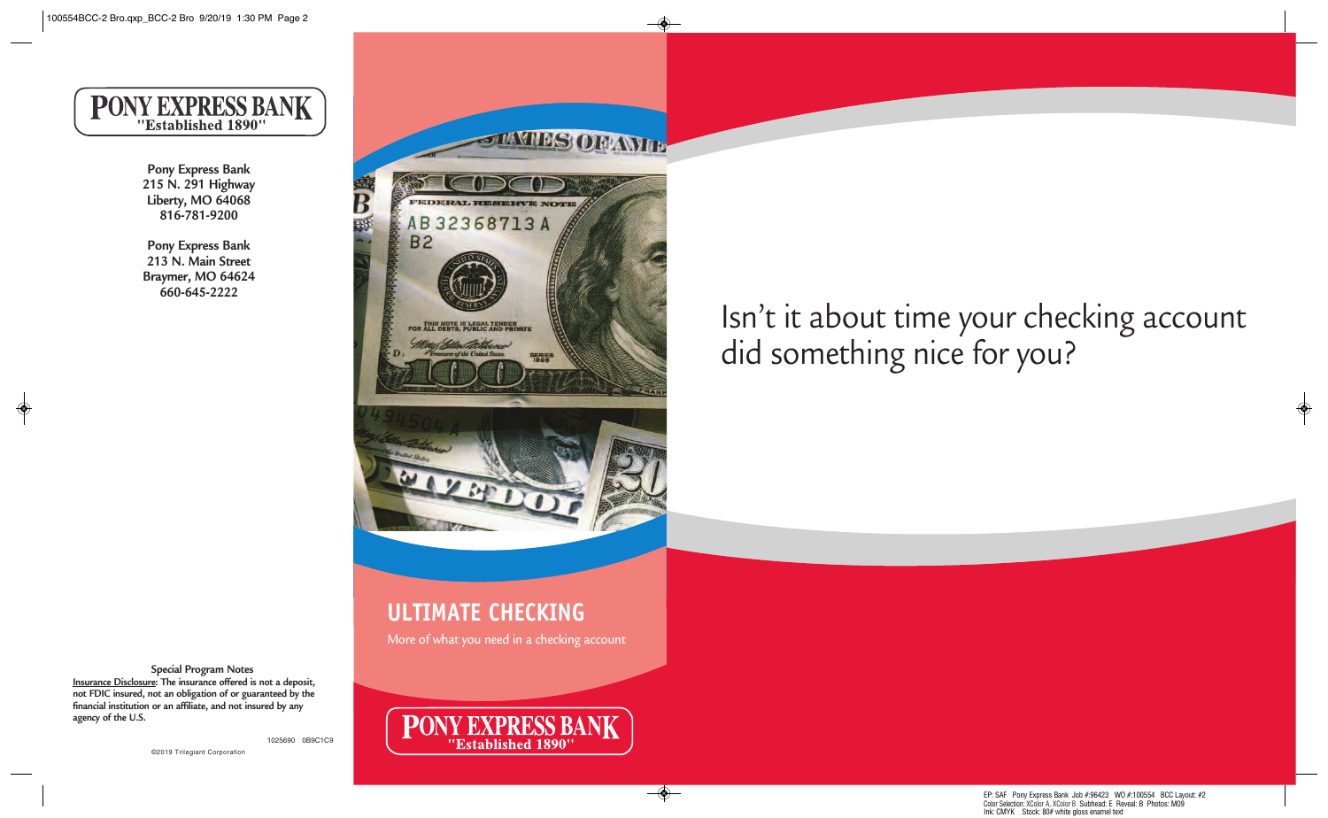PONY EXPRESS BANK
"Established 1890"

Pony Express Bank
215 N. 291 Highway
Liberty, MO 64068
816-781-9200

Pony Express Bank
213 N. Main Street
Braymer, MO 64624
660-645-2222

**Special Program Notes**

**Insurance Disclosure: The insurance offered is not a deposit, not FDIC insured, not an obligation of or guaranteed by the financial institution or an affiliate, and not insured by any agency of the U.S.**

1025690 0B9C1C9

©2019 Trilegiant Corporation

# ULTIMATE CHECKING

More of what you need in a checking account

PONY EXPRESS BANK
"Established 1890"

Isn't it about time your checking account did something nice for you?